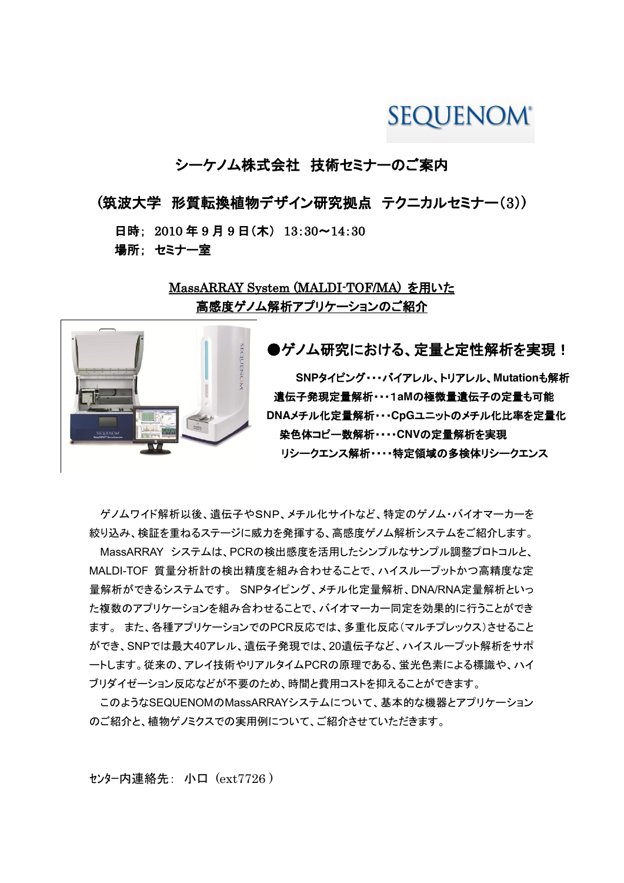SEQUENOM

## シーケノム株式会社　技術セミナーのご案内

## （筑波大学　形質転換植物デザイン研究拠点　テクニカルセミナー(3)）

**日時;** 2010 年 9 月 9 日(木)　13:30〜14:30
**場所;** セミナー室

### MassARRAY System (MALDI-TOF/MA) を用いた高感度ゲノム解析アプリケーションのご紹介

**●ゲノム研究における、定量と定性解析を実現！**

**SNPタイピング・・・バイアレル、トリアレル、Mutationも解析**
**遺伝子発現定量解析・・・1aMの極微量遺伝子の定量も可能**
**DNAメチル化定量解析・・・CpGユニットのメチル化比率を定量化**
**染色体コピー数解析・・・・CNVの定量解析を実現**
**リシークエンス解析・・・・特定領域の多検体リシークエンス**

ゲノムワイド解析以後、遺伝子やSNP、メチル化サイトなど、特定のゲノム・バイオマーカーを絞り込み、検証を重ねるステージに威力を発揮する、高感度ゲノム解析システムをご紹介します。

MassARRAY システムは、PCRの検出感度を活用したシンプルなサンプル調整プロトコルと、MALDI-TOF 質量分析計の検出精度を組み合わせることで、ハイスループットかつ高精度な定量解析ができるシステムです。 SNPタイピング、メチル化定量解析、DNA/RNA定量解析といった複数のアプリケーションを組み合わせることで、バイオマーカー同定を効果的に行うことができます。 また、各種アプリケーションでのPCR反応では、多重化反応（マルチプレックス）させることができ、SNPでは最大40アレル、遺伝子発現では、20遺伝子など、ハイスループット解析をサポートします。従来の、アレイ技術やリアルタイムPCRの原理である、蛍光色素による標識や、ハイブリダイゼーション反応などが不要のため、時間と費用コストを抑えることができます。

このようなSEQUENOMのMassARRAYシステムについて、基本的な機器とアプリケーションのご紹介と、植物ゲノミクスでの実用例について、ご紹介させていただきます。

ｾﾝﾀｰ内連絡先：　小口（ext7726）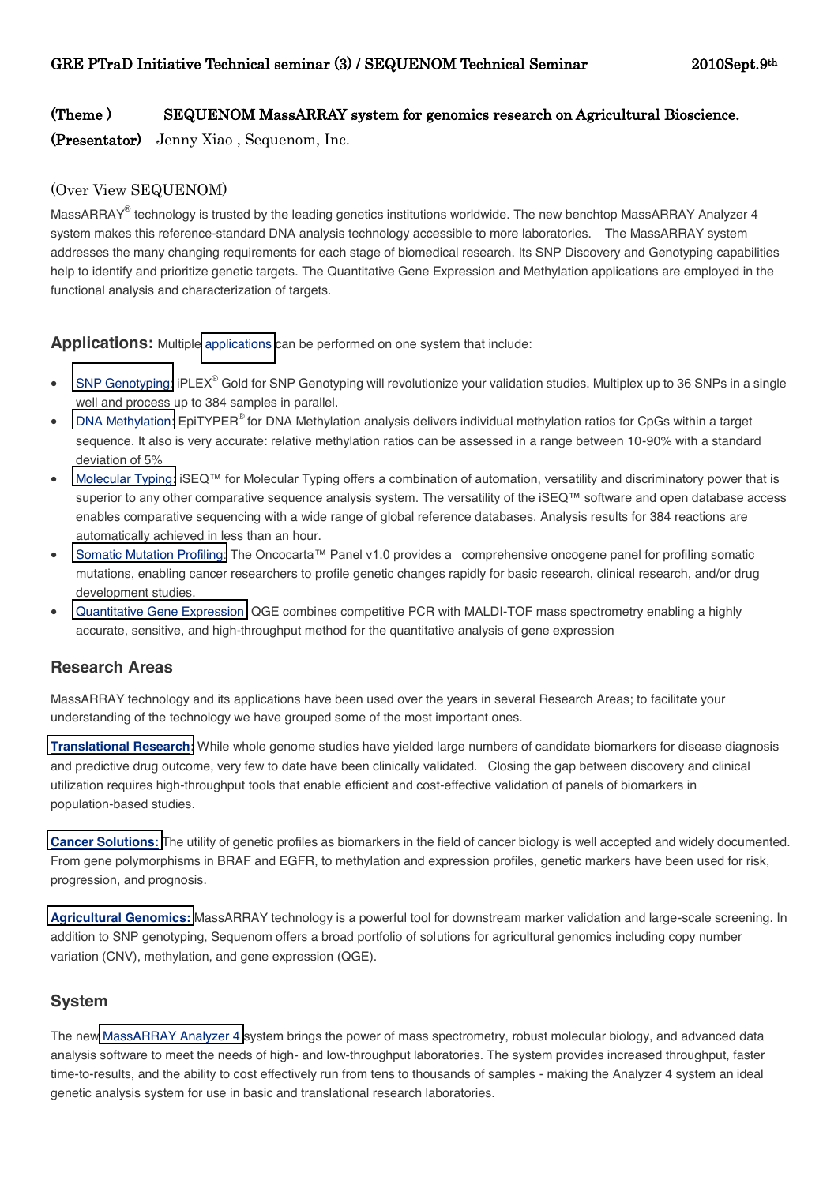GRE PTraD Initiative Technical seminar (3) / SEQUENOM Technical Seminar 2010Sept.9th

**(Theme )** **SEQUENOM MassARRAY system for genomics research on Agricultural Bioscience.**

**(Presentator)** Jenny Xiao , Sequenom, Inc.

(Over View SEQUENOM)

MassARRAY® technology is trusted by the leading genetics institutions worldwide. The new benchtop MassARRAY Analyzer 4 system makes this reference-standard DNA analysis technology accessible to more laboratories. The MassARRAY system addresses the many changing requirements for each stage of biomedical research. Its SNP Discovery and Genotyping capabilities help to identify and prioritize genetic targets. The Quantitative Gene Expression and Methylation applications are employed in the functional analysis and characterization of targets.

**Applications:** Multiple applications can be performed on one system that include:

- SNP Genotyping: iPLEX® Gold for SNP Genotyping will revolutionize your validation studies. Multiplex up to 36 SNPs in a single well and process up to 384 samples in parallel.
- DNA Methylation: EpiTYPER® for DNA Methylation analysis delivers individual methylation ratios for CpGs within a target sequence. It also is very accurate: relative methylation ratios can be assessed in a range between 10-90% with a standard deviation of 5%
- Molecular Typing: iSEQ™ for Molecular Typing offers a combination of automation, versatility and discriminatory power that is superior to any other comparative sequence analysis system. The versatility of the iSEQ™ software and open database access enables comparative sequencing with a wide range of global reference databases. Analysis results for 384 reactions are automatically achieved in less than an hour.
- Somatic Mutation Profiling: The Oncocarta™ Panel v1.0 provides a comprehensive oncogene panel for profiling somatic mutations, enabling cancer researchers to profile genetic changes rapidly for basic research, clinical research, and/or drug development studies.
- Quantitative Gene Expression: QGE combines competitive PCR with MALDI-TOF mass spectrometry enabling a highly accurate, sensitive, and high-throughput method for the quantitative analysis of gene expression

## Research Areas

MassARRAY technology and its applications have been used over the years in several Research Areas; to facilitate your understanding of the technology we have grouped some of the most important ones.

**Translational Research:** While whole genome studies have yielded large numbers of candidate biomarkers for disease diagnosis and predictive drug outcome, very few to date have been clinically validated. Closing the gap between discovery and clinical utilization requires high-throughput tools that enable efficient and cost-effective validation of panels of biomarkers in population-based studies.

**Cancer Solutions:** The utility of genetic profiles as biomarkers in the field of cancer biology is well accepted and widely documented. From gene polymorphisms in BRAF and EGFR, to methylation and expression profiles, genetic markers have been used for risk, progression, and prognosis.

**Agricultural Genomics:** MassARRAY technology is a powerful tool for downstream marker validation and large-scale screening. In addition to SNP genotyping, Sequenom offers a broad portfolio of solutions for agricultural genomics including copy number variation (CNV), methylation, and gene expression (QGE).

## System

The new MassARRAY Analyzer 4 system brings the power of mass spectrometry, robust molecular biology, and advanced data analysis software to meet the needs of high- and low-throughput laboratories. The system provides increased throughput, faster time-to-results, and the ability to cost effectively run from tens to thousands of samples - making the Analyzer 4 system an ideal genetic analysis system for use in basic and translational research laboratories.